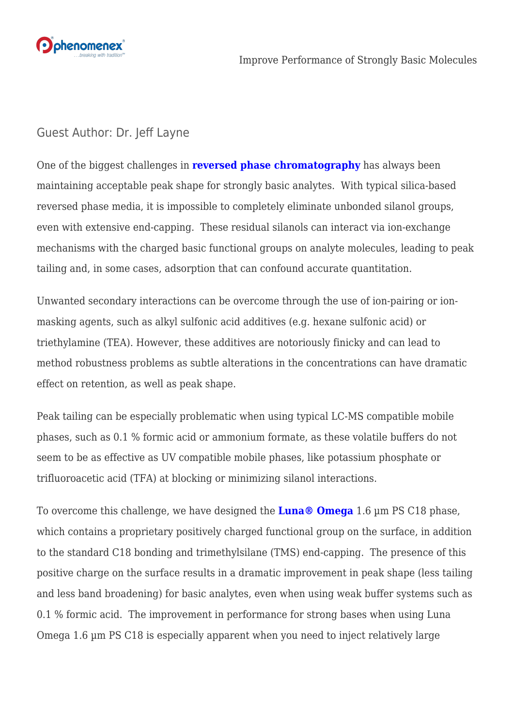Guest Author: Dr. Jeff Layne

One of the biggest challenges in **reversed phase chromatography** has always been maintaining acceptable peak shape for strongly basic analytes.  With typical silica-based reversed phase media, it is impossible to completely eliminate unbonded silanol groups, even with extensive end-capping.  These residual silanols can interact via ion-exchange mechanisms with the charged basic functional groups on analyte molecules, leading to peak tailing and, in some cases, adsorption that can confound accurate quantitation.

Unwanted secondary interactions can be overcome through the use of ion-pairing or ion-masking agents, such as alkyl sulfonic acid additives (e.g. hexane sulfonic acid) or triethylamine (TEA). However, these additives are notoriously finicky and can lead to method robustness problems as subtle alterations in the concentrations can have dramatic effect on retention, as well as peak shape.

Peak tailing can be especially problematic when using typical LC-MS compatible mobile phases, such as 0.1 % formic acid or ammonium formate, as these volatile buffers do not seem to be as effective as UV compatible mobile phases, like potassium phosphate or trifluoroacetic acid (TFA) at blocking or minimizing silanol interactions.

To overcome this challenge, we have designed the **Luna® Omega** 1.6 µm PS C18 phase, which contains a proprietary positively charged functional group on the surface, in addition to the standard C18 bonding and trimethylsilane (TMS) end-capping.  The presence of this positive charge on the surface results in a dramatic improvement in peak shape (less tailing and less band broadening) for basic analytes, even when using weak buffer systems such as 0.1 % formic acid.  The improvement in performance for strong bases when using Luna Omega 1.6 µm PS C18 is especially apparent when you need to inject relatively large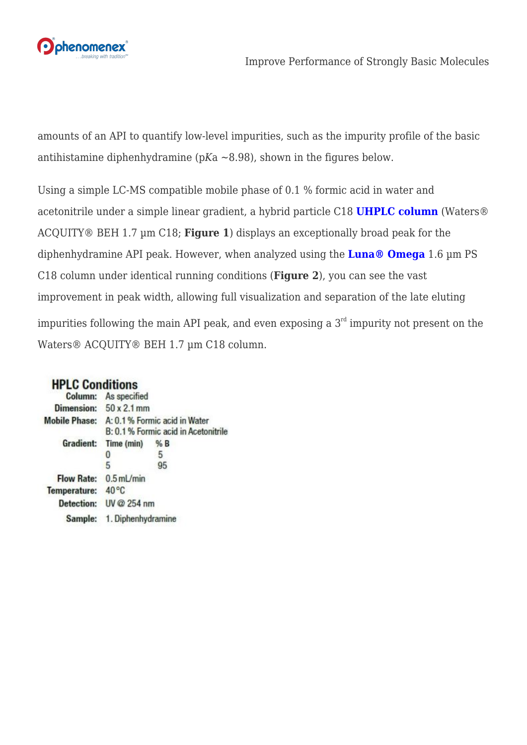amounts of an API to quantify low-level impurities, such as the impurity profile of the basic antihistamine diphenhydramine (p*K*a ~8.98), shown in the figures below.

Using a simple LC-MS compatible mobile phase of 0.1 % formic acid in water and acetonitrile under a simple linear gradient, a hybrid particle C18 **UHPLC column** (Waters® ACQUITY® BEH 1.7 µm C18; **Figure 1**) displays an exceptionally broad peak for the diphenhydramine API peak. However, when analyzed using the **Luna® Omega** 1.6 µm PS C18 column under identical running conditions (**Figure 2**), you can see the vast improvement in peak width, allowing full visualization and separation of the late eluting impurities following the main API peak, and even exposing a 3rd impurity not present on the Waters® ACQUITY® BEH 1.7 µm C18 column.

## HPLC Conditions

**Column:** As specified
**Dimension:** 50 x 2.1 mm
**Mobile Phase:** A: 0.1 % Formic acid in Water
B: 0.1 % Formic acid in Acetonitrile
**Gradient:**

| Time (min) | % B |
|---|---|
| 0 | 5 |
| 5 | 95 |

**Flow Rate:** 0.5 mL/min
**Temperature:** 40 °C
**Detection:** UV @ 254 nm
**Sample:** 1. Diphenhydramine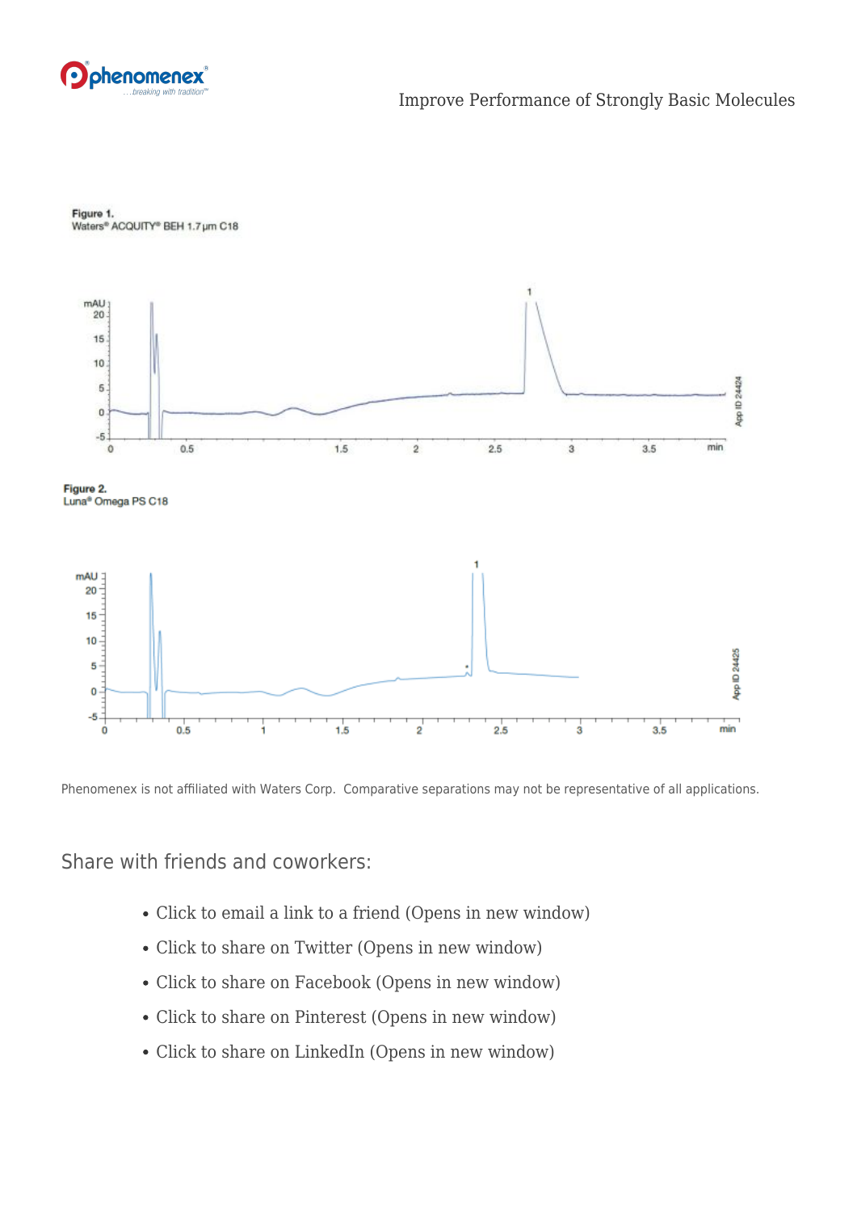**Figure 1.**
Waters® ACQUITY® BEH 1.7 µm C18

**Figure 2.**
Luna® Omega PS C18

Phenomenex is not affiliated with Waters Corp. Comparative separations may not be representative of all applications.

## Share with friends and coworkers:

- Click to email a link to a friend (Opens in new window)
- Click to share on Twitter (Opens in new window)
- Click to share on Facebook (Opens in new window)
- Click to share on Pinterest (Opens in new window)
- Click to share on LinkedIn (Opens in new window)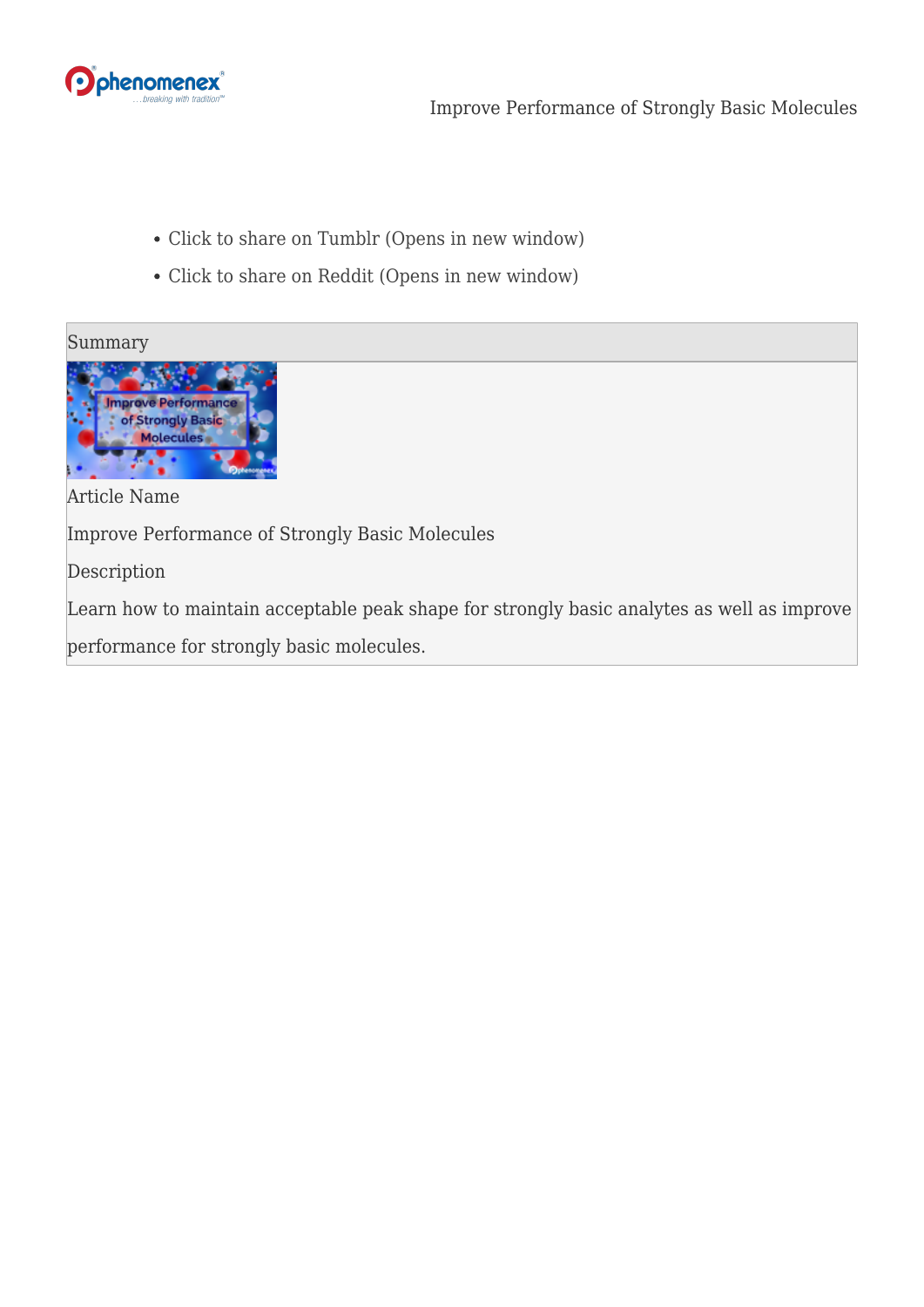- Click to share on Tumblr (Opens in new window)
- Click to share on Reddit (Opens in new window)

Summary

Article Name

Improve Performance of Strongly Basic Molecules

Description

Learn how to maintain acceptable peak shape for strongly basic analytes as well as improve performance for strongly basic molecules.